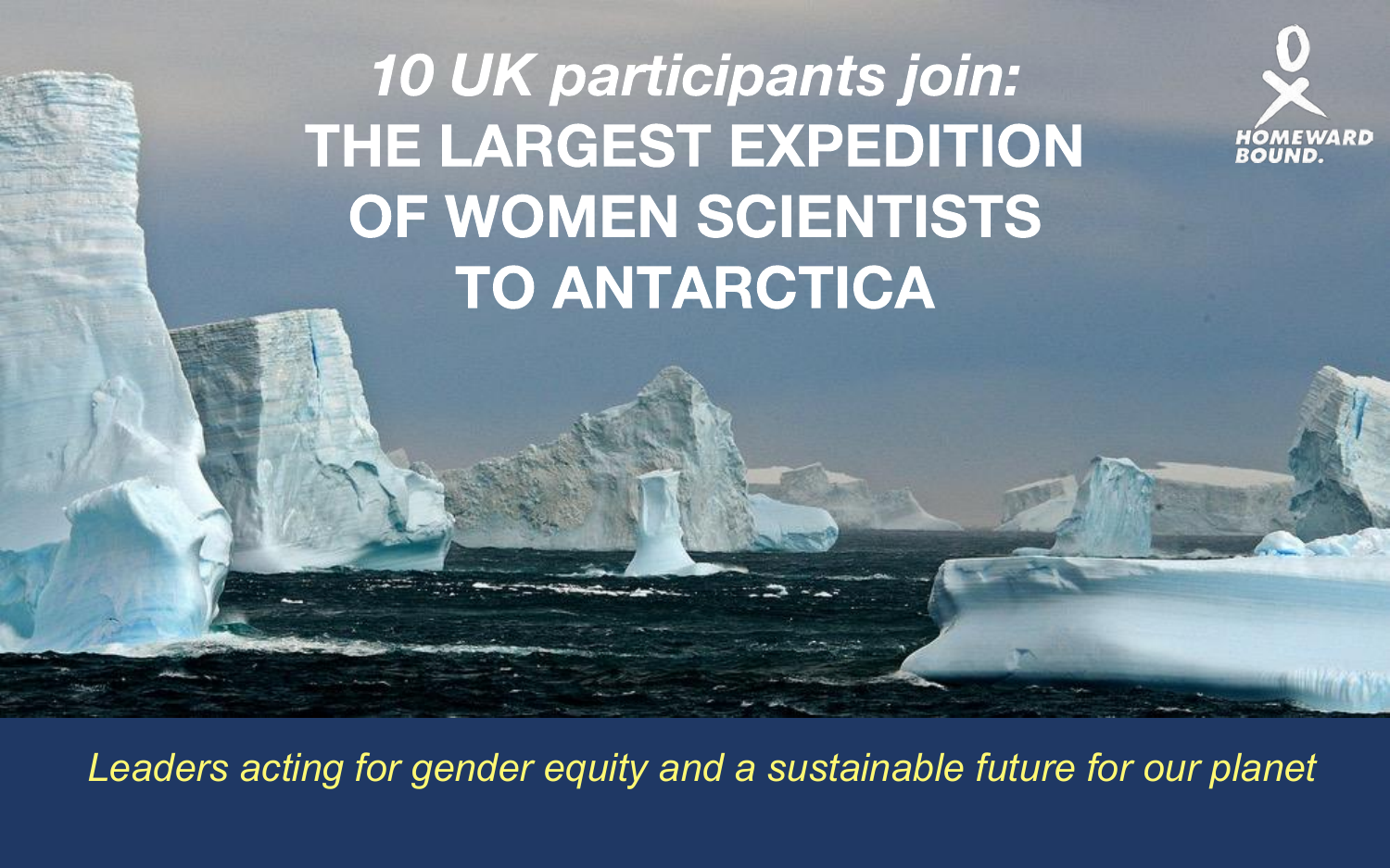*10 UK participants join:*

# THE LARGEST EXPEDITION OF WOMEN SCIENTISTS TO ANTARCTICA

HOMEWARD BOUND.

*Leaders acting for gender equity and a sustainable future for our planet*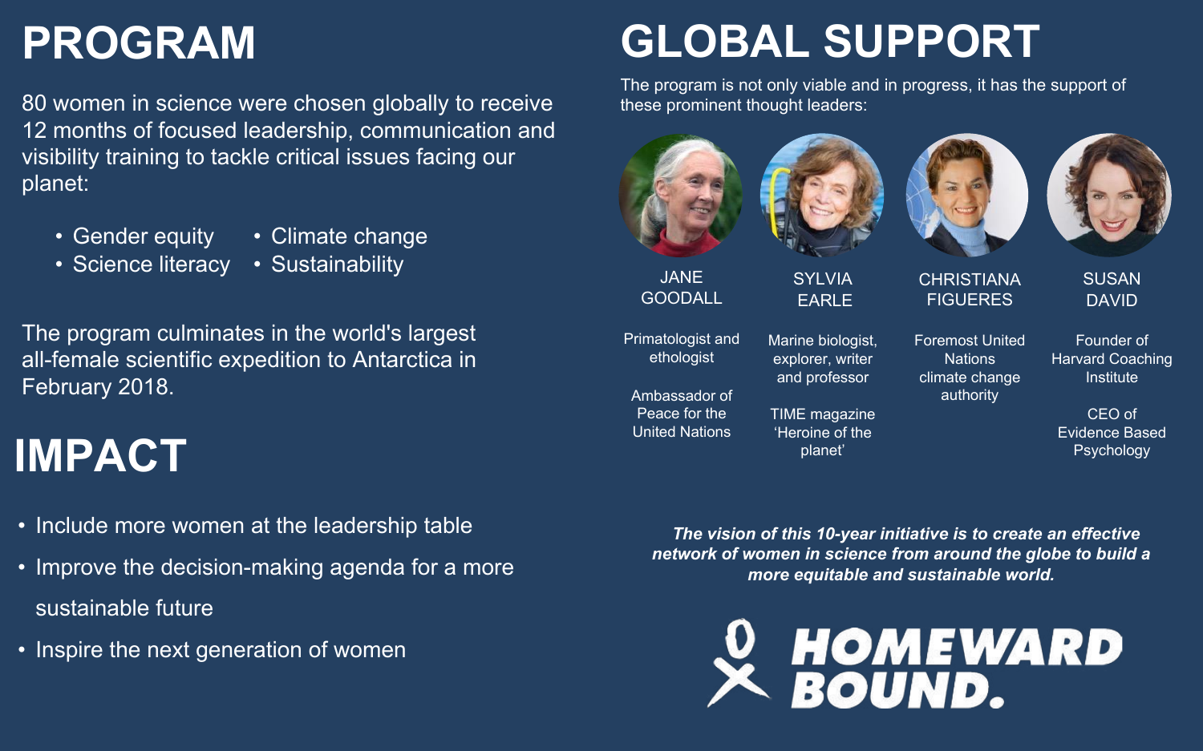# PROGRAM

80 women in science were chosen globally to receive 12 months of focused leadership, communication and visibility training to tackle critical issues facing our planet:

- Gender equity
- Science literacy
- Climate change
- Sustainability

The program culminates in the world's largest all-female scientific expedition to Antarctica in February 2018.

# IMPACT

- Include more women at the leadership table
- Improve the decision-making agenda for a more sustainable future
- Inspire the next generation of women

# GLOBAL SUPPORT

The program is not only viable and in progress, it has the support of these prominent thought leaders:

**JANE GOODALL**

Primatologist and ethologist

Ambassador of Peace for the United Nations

**SYLVIA EARLE**

Marine biologist, explorer, writer and professor

TIME magazine 'Heroine of the planet'

**CHRISTIANA FIGUERES**

Foremost United Nations climate change authority

**SUSAN DAVID**

Founder of Harvard Coaching Institute

CEO of Evidence Based Psychology

***The vision of this 10-year initiative is to create an effective network of women in science from around the globe to build a more equitable and sustainable world.***

HOMEWARD BOUND.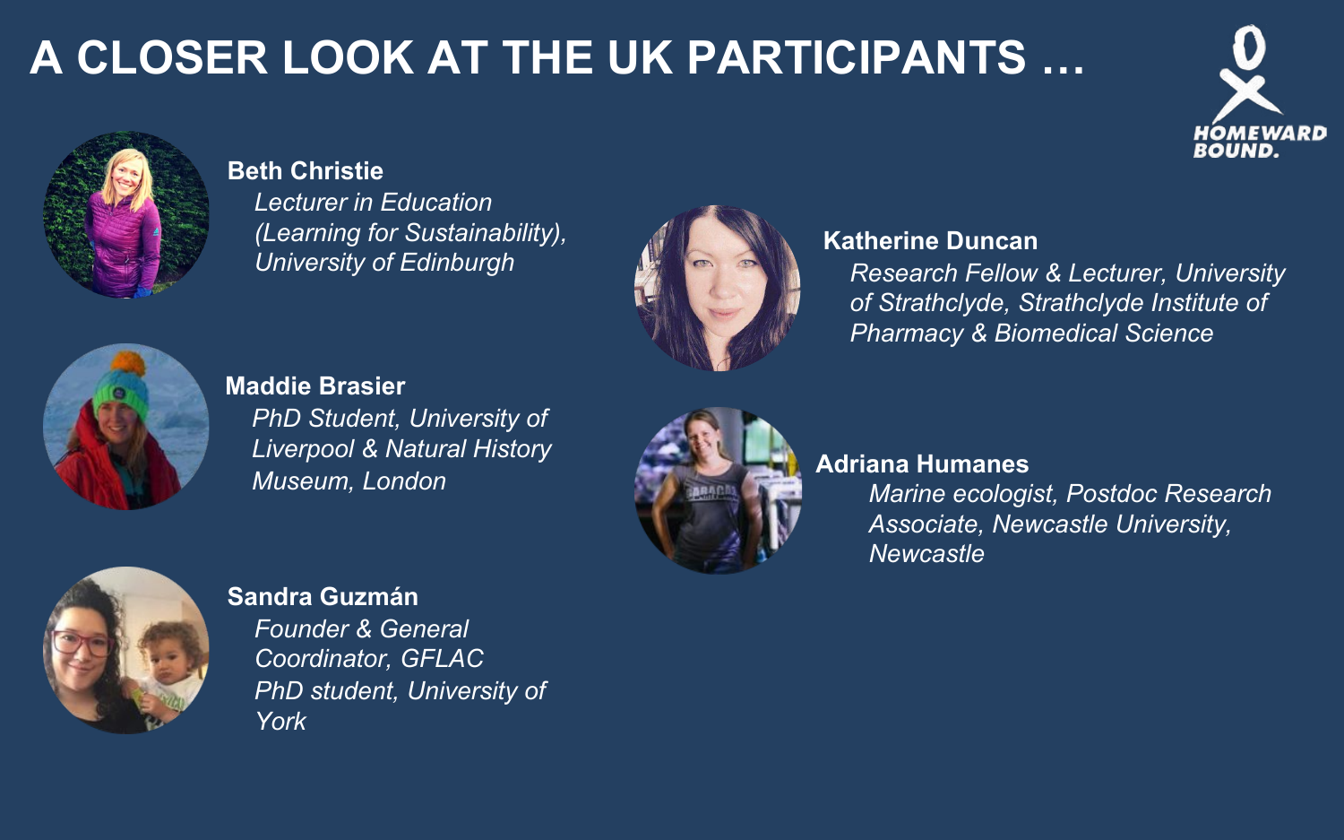# A CLOSER LOOK AT THE UK PARTICIPANTS …

HOMEWARD BOUND.

**Beth Christie**
*Lecturer in Education (Learning for Sustainability), University of Edinburgh*

**Maddie Brasier**
*PhD Student, University of Liverpool & Natural History Museum, London*

**Sandra Guzmán**
*Founder & General Coordinator, GFLAC*
*PhD student, University of York*

**Katherine Duncan**
*Research Fellow & Lecturer, University of Strathclyde, Strathclyde Institute of Pharmacy & Biomedical Science*

**Adriana Humanes**
*Marine ecologist, Postdoc Research Associate, Newcastle University, Newcastle*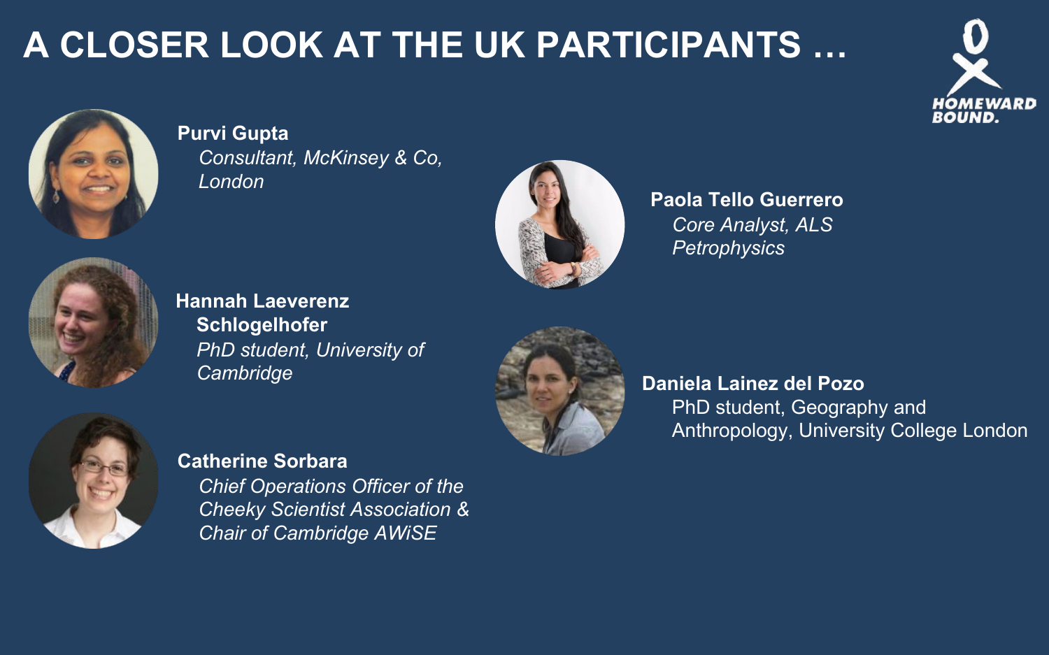# A CLOSER LOOK AT THE UK PARTICIPANTS …

HOMEWARD BOUND.

**Purvi Gupta**
*Consultant, McKinsey & Co, London*

**Hannah Laeverenz Schlogelhofer**
*PhD student, University of Cambridge*

**Catherine Sorbara**
*Chief Operations Officer of the Cheeky Scientist Association & Chair of Cambridge AWiSE*

**Paola Tello Guerrero**
*Core Analyst, ALS Petrophysics*

**Daniela Lainez del Pozo**
PhD student, Geography and Anthropology, University College London